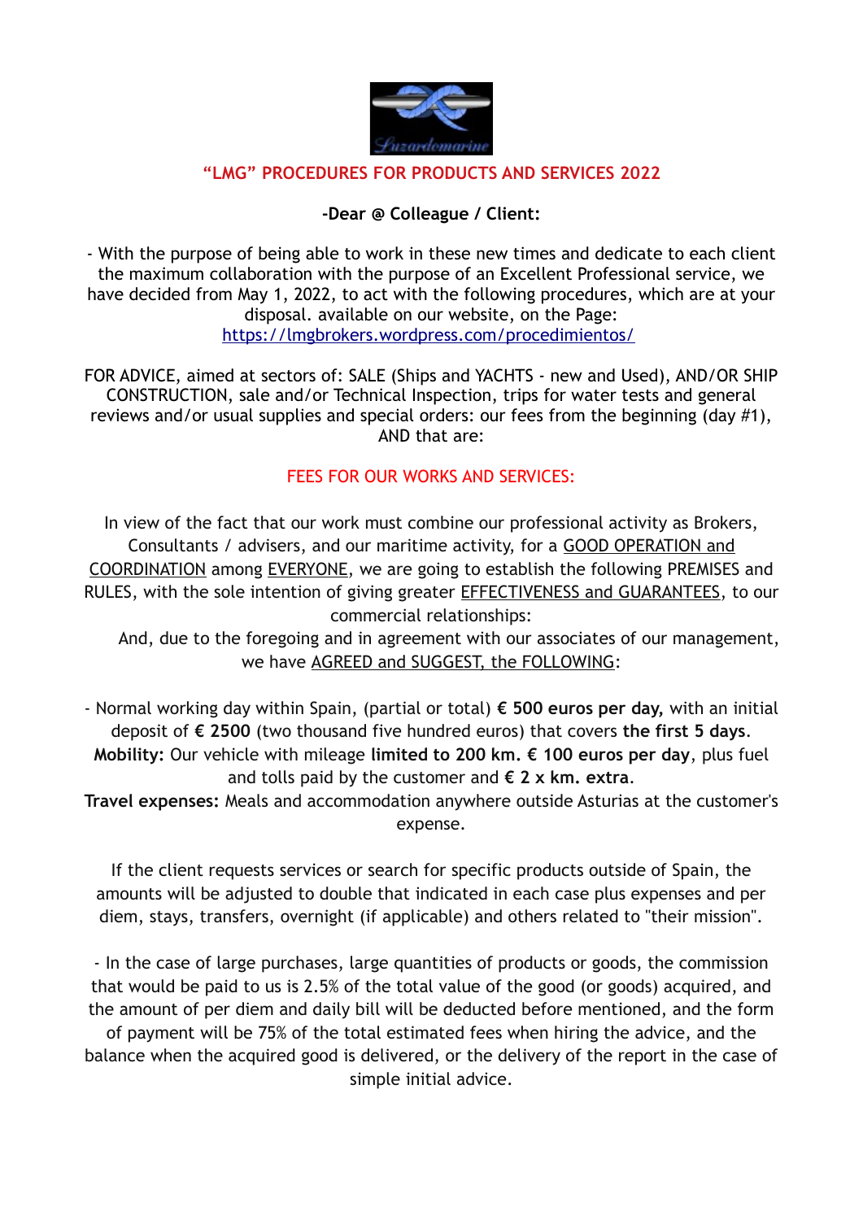## "LMG" PROCEDURES FOR PRODUCTS AND SERVICES 2022

**-Dear @ Colleague / Client:**

- With the purpose of being able to work in these new times and dedicate to each client the maximum collaboration with the purpose of an Excellent Professional service, we have decided from May 1, 2022, to act with the following procedures, which are at your disposal. available on our website, on the Page: https://lmgbrokers.wordpress.com/procedimientos/

FOR ADVICE, aimed at sectors of: SALE (Ships and YACHTS - new and Used), AND/OR SHIP CONSTRUCTION, sale and/or Technical Inspection, trips for water tests and general reviews and/or usual supplies and special orders: our fees from the beginning (day #1), AND that are:

### FEES FOR OUR WORKS AND SERVICES:

In view of the fact that our work must combine our professional activity as Brokers, Consultants / advisers, and our maritime activity, for a GOOD OPERATION and COORDINATION among EVERYONE, we are going to establish the following PREMISES and RULES, with the sole intention of giving greater EFFECTIVENESS and GUARANTEES, to our commercial relationships:

And, due to the foregoing and in agreement with our associates of our management, we have AGREED and SUGGEST, the FOLLOWING:

- Normal working day within Spain, (partial or total) **€ 500 euros per day,** with an initial deposit of **€ 2500** (two thousand five hundred euros) that covers **the first 5 days**.

**Mobility:** Our vehicle with mileage **limited to 200 km. € 100 euros per day**, plus fuel and tolls paid by the customer and **€ 2 x km. extra**.

**Travel expenses:** Meals and accommodation anywhere outside Asturias at the customer's expense.

If the client requests services or search for specific products outside of Spain, the amounts will be adjusted to double that indicated in each case plus expenses and per diem, stays, transfers, overnight (if applicable) and others related to "their mission".

- In the case of large purchases, large quantities of products or goods, the commission that would be paid to us is 2.5% of the total value of the good (or goods) acquired, and the amount of per diem and daily bill will be deducted before mentioned, and the form of payment will be 75% of the total estimated fees when hiring the advice, and the balance when the acquired good is delivered, or the delivery of the report in the case of simple initial advice.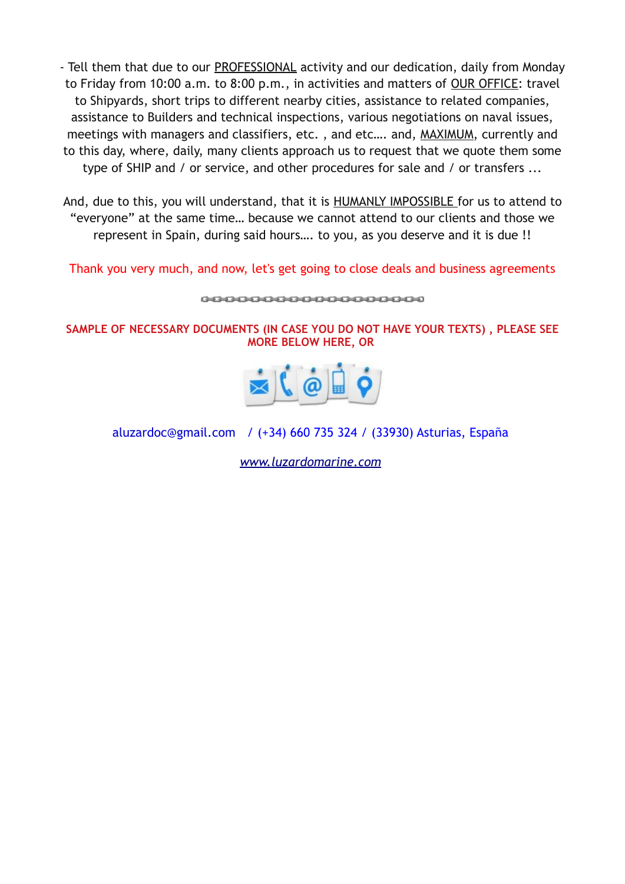- Tell them that due to our PROFESSIONAL activity and our dedication, daily from Monday to Friday from 10:00 a.m. to 8:00 p.m., in activities and matters of OUR OFFICE: travel to Shipyards, short trips to different nearby cities, assistance to related companies, assistance to Builders and technical inspections, various negotiations on naval issues, meetings with managers and classifiers, etc. , and etc…. and, MAXIMUM, currently and to this day, where, daily, many clients approach us to request that we quote them some type of SHIP and / or service, and other procedures for sale and / or transfers ...

And, due to this, you will understand, that it is HUMANLY IMPOSSIBLE for us to attend to "everyone" at the same time… because we cannot attend to our clients and those we represent in Spain, during said hours…. to you, as you deserve and it is due !!

Thank you very much, and now, let's get going to close deals and business agreements

**SAMPLE OF NECESSARY DOCUMENTS (IN CASE YOU DO NOT HAVE YOUR TEXTS) , PLEASE SEE MORE BELOW HERE, OR**

aluzardoc@gmail.com / (+34) 660 735 324 / (33930) Asturias, España

*www.luzardomarine.com*